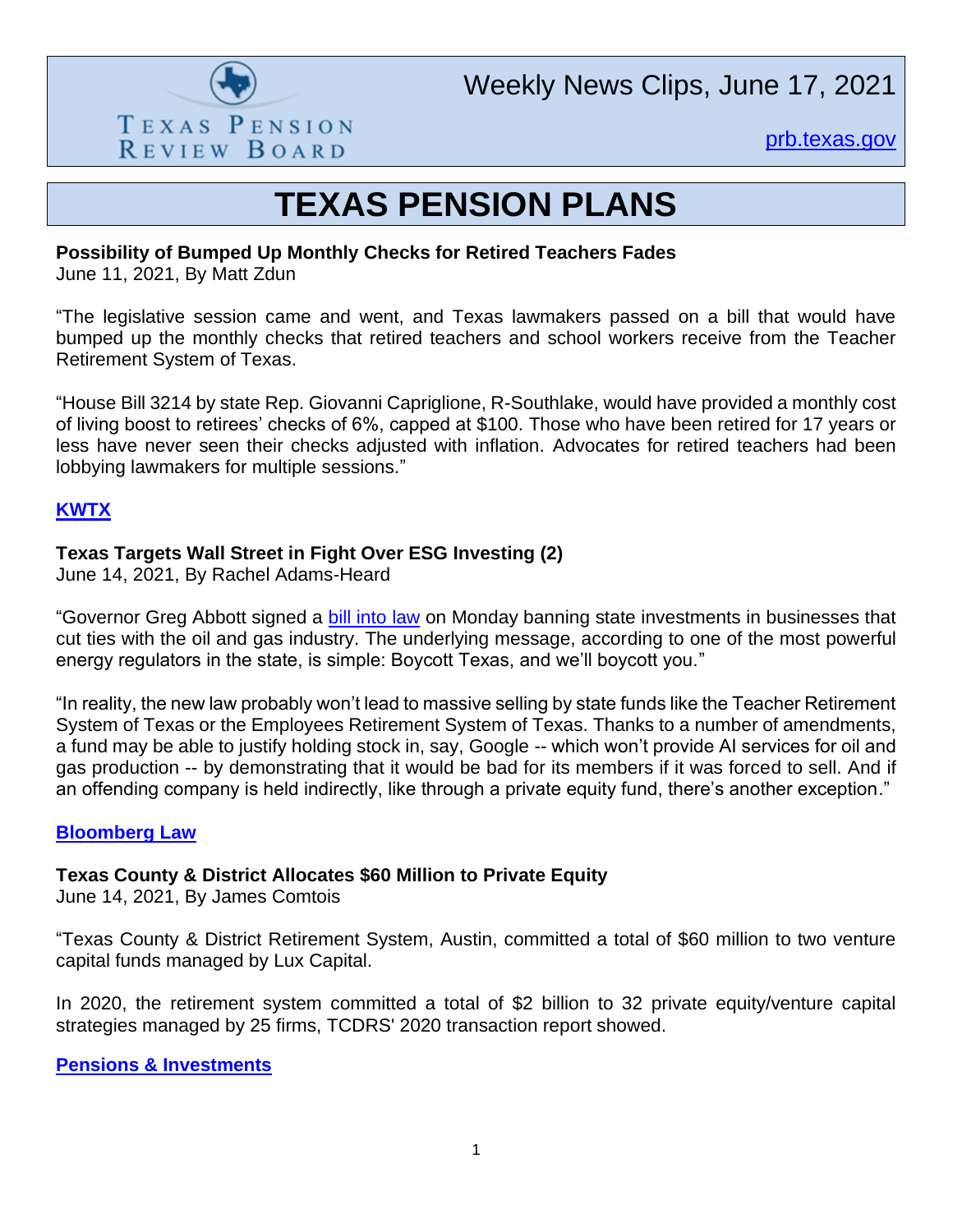Texas Pension Review Board

# Weekly News Clips, June 17, 2021

[prb.texas.gov](prb.texas.gov)

# TEXAS PENSION PLANS

**Possibility of Bumped Up Monthly Checks for Retired Teachers Fades**
June 11, 2021, By Matt Zdun

"The legislative session came and went, and Texas lawmakers passed on a bill that would have bumped up the monthly checks that retired teachers and school workers receive from the Teacher Retirement System of Texas.

"House Bill 3214 by state Rep. Giovanni Capriglione, R-Southlake, would have provided a monthly cost of living boost to retirees' checks of 6%, capped at $100. Those who have been retired for 17 years or less have never seen their checks adjusted with inflation. Advocates for retired teachers had been lobbying lawmakers for multiple sessions."

**[KWTX]()**

**Texas Targets Wall Street in Fight Over ESG Investing (2)**
June 14, 2021, By Rachel Adams-Heard

"Governor Greg Abbott signed a [bill into law]() on Monday banning state investments in businesses that cut ties with the oil and gas industry. The underlying message, according to one of the most powerful energy regulators in the state, is simple: Boycott Texas, and we'll boycott you."

"In reality, the new law probably won't lead to massive selling by state funds like the Teacher Retirement System of Texas or the Employees Retirement System of Texas. Thanks to a number of amendments, a fund may be able to justify holding stock in, say, Google -- which won't provide AI services for oil and gas production -- by demonstrating that it would be bad for its members if it was forced to sell. And if an offending company is held indirectly, like through a private equity fund, there's another exception."

**[Bloomberg Law]()**

**Texas County & District Allocates $60 Million to Private Equity**
June 14, 2021, By James Comtois

"Texas County & District Retirement System, Austin, committed a total of $60 million to two venture capital funds managed by Lux Capital.

In 2020, the retirement system committed a total of $2 billion to 32 private equity/venture capital strategies managed by 25 firms, TCDRS' 2020 transaction report showed.

**[Pensions & Investments]()**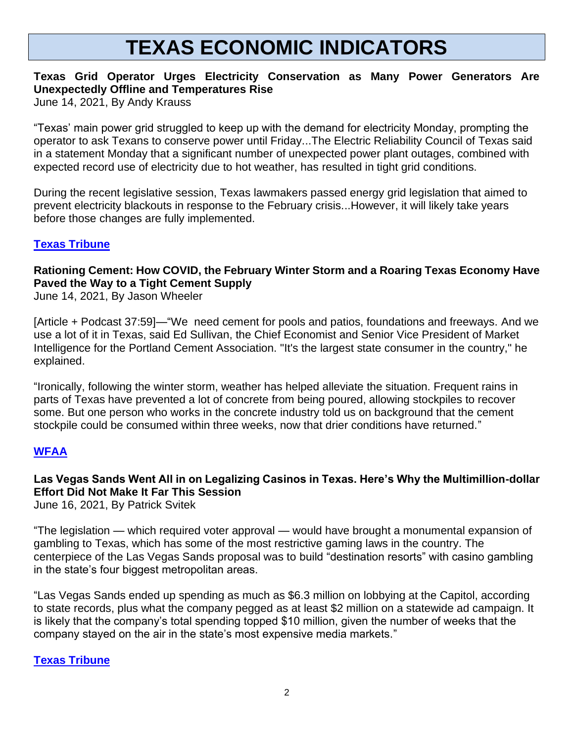# TEXAS ECONOMIC INDICATORS

**Texas Grid Operator Urges Electricity Conservation as Many Power Generators Are Unexpectedly Offline and Temperatures Rise**
June 14, 2021, By Andy Krauss

"Texas' main power grid struggled to keep up with the demand for electricity Monday, prompting the operator to ask Texans to conserve power until Friday...The Electric Reliability Council of Texas said in a statement Monday that a significant number of unexpected power plant outages, combined with expected record use of electricity due to hot weather, has resulted in tight grid conditions.

During the recent legislative session, Texas lawmakers passed energy grid legislation that aimed to prevent electricity blackouts in response to the February crisis...However, it will likely take years before those changes are fully implemented.

**Texas Tribune**

**Rationing Cement: How COVID, the February Winter Storm and a Roaring Texas Economy Have Paved the Way to a Tight Cement Supply**
June 14, 2021, By Jason Wheeler

[Article + Podcast 37:59]—"We need cement for pools and patios, foundations and freeways. And we use a lot of it in Texas, said Ed Sullivan, the Chief Economist and Senior Vice President of Market Intelligence for the Portland Cement Association. "It's the largest state consumer in the country," he explained.

"Ironically, following the winter storm, weather has helped alleviate the situation. Frequent rains in parts of Texas have prevented a lot of concrete from being poured, allowing stockpiles to recover some. But one person who works in the concrete industry told us on background that the cement stockpile could be consumed within three weeks, now that drier conditions have returned."

**WFAA**

**Las Vegas Sands Went All in on Legalizing Casinos in Texas. Here's Why the Multimillion-dollar Effort Did Not Make It Far This Session**
June 16, 2021, By Patrick Svitek

"The legislation — which required voter approval — would have brought a monumental expansion of gambling to Texas, which has some of the most restrictive gaming laws in the country. The centerpiece of the Las Vegas Sands proposal was to build "destination resorts" with casino gambling in the state's four biggest metropolitan areas.

"Las Vegas Sands ended up spending as much as $6.3 million on lobbying at the Capitol, according to state records, plus what the company pegged as at least $2 million on a statewide ad campaign. It is likely that the company's total spending topped $10 million, given the number of weeks that the company stayed on the air in the state's most expensive media markets."

**Texas Tribune**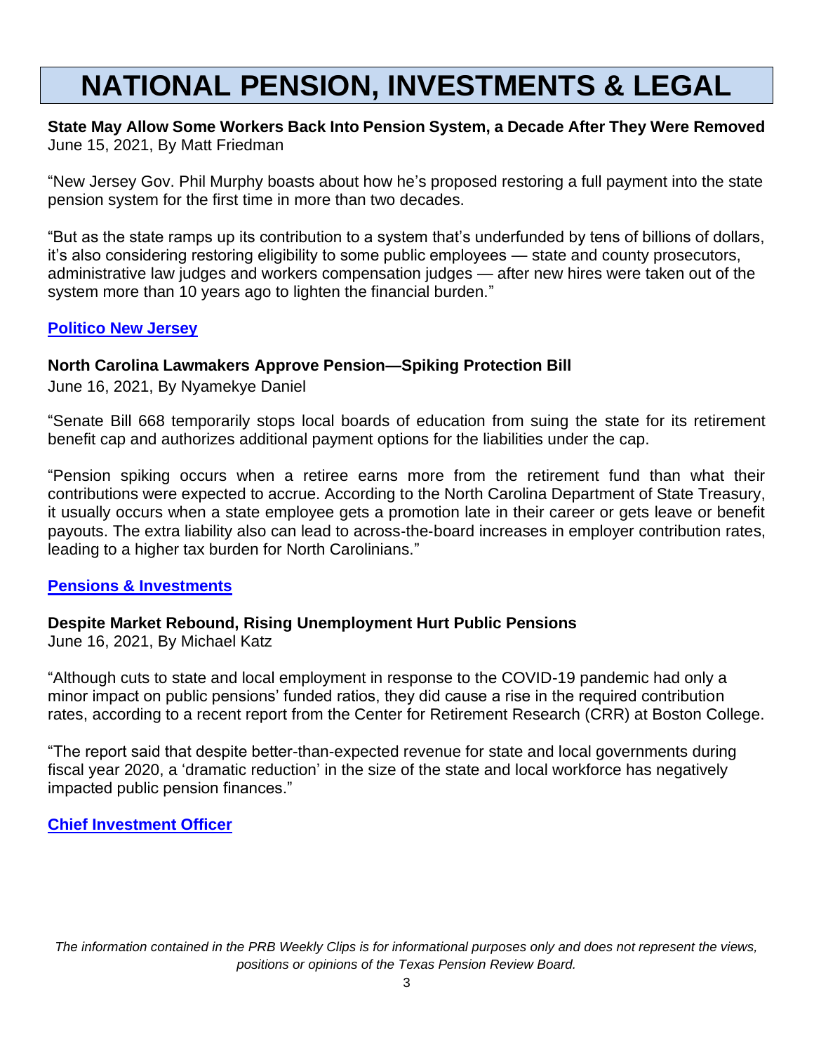# NATIONAL PENSION, INVESTMENTS & LEGAL

**State May Allow Some Workers Back Into Pension System, a Decade After They Were Removed**
June 15, 2021, By Matt Friedman

"New Jersey Gov. Phil Murphy boasts about how he's proposed restoring a full payment into the state pension system for the first time in more than two decades.

"But as the state ramps up its contribution to a system that's underfunded by tens of billions of dollars, it's also considering restoring eligibility to some public employees — state and county prosecutors, administrative law judges and workers compensation judges — after new hires were taken out of the system more than 10 years ago to lighten the financial burden."

**Politico New Jersey**

**North Carolina Lawmakers Approve Pension—Spiking Protection Bill**
June 16, 2021, By Nyamekye Daniel

"Senate Bill 668 temporarily stops local boards of education from suing the state for its retirement benefit cap and authorizes additional payment options for the liabilities under the cap.

"Pension spiking occurs when a retiree earns more from the retirement fund than what their contributions were expected to accrue. According to the North Carolina Department of State Treasury, it usually occurs when a state employee gets a promotion late in their career or gets leave or benefit payouts. The extra liability also can lead to across-the-board increases in employer contribution rates, leading to a higher tax burden for North Carolinians."

**Pensions & Investments**

**Despite Market Rebound, Rising Unemployment Hurt Public Pensions**
June 16, 2021, By Michael Katz

"Although cuts to state and local employment in response to the COVID-19 pandemic had only a minor impact on public pensions' funded ratios, they did cause a rise in the required contribution rates, according to a recent report from the Center for Retirement Research (CRR) at Boston College.

"The report said that despite better-than-expected revenue for state and local governments during fiscal year 2020, a 'dramatic reduction' in the size of the state and local workforce has negatively impacted public pension finances."

**Chief Investment Officer**

*The information contained in the PRB Weekly Clips is for informational purposes only and does not represent the views, positions or opinions of the Texas Pension Review Board.*